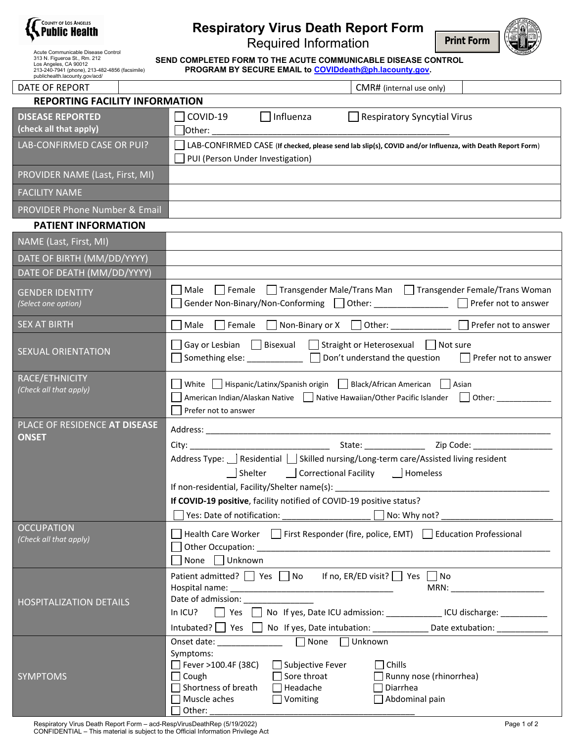County of Los Angeles **Public Health**

Acute Communicable Disease Control
313 N. Figueroa St., Rm. 212
Los Angeles, CA 90012
213-240-7941 (phone), 213-482-4856 (facsimile)
publichealth.lacounty.gov/acd/

# Respiratory Virus Death Report Form

## Required Information

Print Form

**SEND COMPLETED FORM TO THE ACUTE COMMUNICABLE DISEASE CONTROL PROGRAM BY SECURE EMAIL to COVIDdeath@ph.lacounty.gov.**

| DATE OF REPORT | | CMR# (internal use only) | |
|---|---|---|---|

### REPORTING FACILITY INFORMATION

| | |
|---|---|
| **DISEASE REPORTED (check all that apply)** | ☐ COVID-19 ☐ Influenza ☐ Respiratory Syncytial Virus ☐ Other: ______________________________ |
| LAB-CONFIRMED CASE OR PUI? | ☐ LAB-CONFIRMED CASE (**If checked, please send lab slip(s), COVID and/or Influenza, with Death Report Form**) ☐ PUI (Person Under Investigation) |
| PROVIDER NAME (Last, First, MI) | |
| FACILITY NAME | |
| PROVIDER Phone Number & Email | |

### PATIENT INFORMATION

| | |
|---|---|
| NAME (Last, First, MI) | |
| DATE OF BIRTH (MM/DD/YYYY) | |
| DATE OF DEATH (MM/DD/YYYY) | |
| GENDER IDENTITY *(Select one option)* | ☐ Male ☐ Female ☐ Transgender Male/Trans Man ☐ Transgender Female/Trans Woman ☐ Gender Non-Binary/Non-Conforming ☐ Other: ______________ ☐ Prefer not to answer |
| SEX AT BIRTH | ☐ Male ☐ Female ☐ Non-Binary or X ☐ Other: ___________ ☐ Prefer not to answer |
| SEXUAL ORIENTATION | ☐ Gay or Lesbian ☐ Bisexual ☐ Straight or Heterosexual ☐ Not sure ☐ Something else: ___________ ☐ Don't understand the question ☐ Prefer not to answer |
| RACE/ETHNICITY *(Check all that apply)* | ☐ White ☐ Hispanic/Latinx/Spanish origin ☐ Black/African American ☐ Asian ☐ American Indian/Alaskan Native ☐ Native Hawaiian/Other Pacific Islander ☐ Other: ___________ ☐ Prefer not to answer |
| PLACE OF RESIDENCE **AT DISEASE ONSET** | Address: ______________________________<br>City: ____________________ State: __________ Zip Code: ______________<br>Address Type: ☐ Residential ☐ Skilled nursing/Long-term care/Assisted living resident ☐ Shelter ☐ Correctional Facility ☐ Homeless<br>If non-residential, Facility/Shelter name(s): ______________________________<br>**If COVID-19 positive**, facility notified of COVID-19 positive status?<br>☐ Yes: Date of notification: ______________ ☐ No: Why not? ____________________ |
| OCCUPATION *(Check all that apply)* | ☐ Health Care Worker ☐ First Responder (fire, police, EMT) ☐ Education Professional ☐ Other Occupation: ______________________________ ☐ None ☐ Unknown |
| HOSPITALIZATION DETAILS | Patient admitted? ☐ Yes ☐ No If no, ER/ED visit? ☐ Yes ☐ No<br>Hospital name: ______________________________ MRN: __________________<br>Date of admission: ______________<br>In ICU? ☐ Yes ☐ No If yes, Date ICU admission: ___________ ICU discharge: __________<br>Intubated? ☐ Yes ☐ No If yes, Date intubation: ___________ Date extubation: __________ |
| SYMPTOMS | Onset date: ____________ ☐ None ☐ Unknown<br>Symptoms:<br>☐ Fever >100.4F (38C) ☐ Subjective Fever ☐ Chills<br>☐ Cough ☐ Sore throat ☐ Runny nose (rhinorrhea)<br>☐ Shortness of breath ☐ Headache ☐ Diarrhea<br>☐ Muscle aches ☐ Vomiting ☐ Abdominal pain<br>☐ Other: ______________________________ |

Respiratory Virus Death Report Form – acd-RespVirusDeathRep (5/19/2022)
CONFIDENTIAL – This material is subject to the Official Information Privilege Act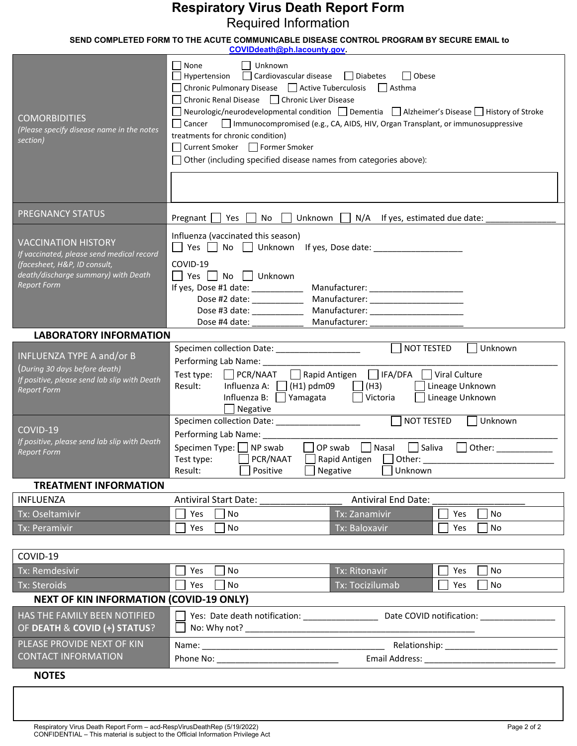# Respiratory Virus Death Report Form

## Required Information

**SEND COMPLETED FORM TO THE ACUTE COMMUNICABLE DISEASE CONTROL PROGRAM BY SECURE EMAIL to COVIDdeath@ph.lacounty.gov.**

| | |
|---|---|
| COMORBIDITIES *(Please specify disease name in the notes section)* | ☐ None ☐ Unknown<br>☐ Hypertension ☐ Cardiovascular disease ☐ Diabetes ☐ Obese<br>☐ Chronic Pulmonary Disease ☐ Active Tuberculosis ☐ Asthma<br>☐ Chronic Renal Disease ☐ Chronic Liver Disease<br>☐ Neurologic/neurodevelopmental condition ☐ Dementia ☐ Alzheimer's Disease ☐ History of Stroke<br>☐ Cancer ☐ Immunocompromised (e.g., CA, AIDS, HIV, Organ Transplant, or immunosuppressive treatments for chronic condition)<br>☐ Current Smoker ☐ Former Smoker<br>☐ Other (including specified disease names from categories above): |
| PREGNANCY STATUS | Pregnant ☐ Yes ☐ No ☐ Unknown ☐ N/A If yes, estimated due date: _______________ |
| VACCINATION HISTORY *If vaccinated, please send medical record (facesheet, H&P, ID consult, death/discharge summary) with Death Report Form* | Influenza (vaccinated this season)<br>☐ Yes ☐ No ☐ Unknown If yes, Dose date: ___________________<br>COVID-19<br>☐ Yes ☐ No ☐ Unknown<br>If yes, Dose #1 date: ___________ Manufacturer: ____________________<br>Dose #2 date: ___________ Manufacturer: ____________________<br>Dose #3 date: ___________ Manufacturer: ____________________<br>Dose #4 date: ___________ Manufacturer: ____________________ |

### LABORATORY INFORMATION

| | |
|---|---|
| INFLUENZA TYPE A and/or B *(During 30 days before death) If positive, please send lab slip with Death Report Form* | Specimen collection Date: _________________ ☐ NOT TESTED ☐ Unknown<br>Performing Lab Name: ______________________________<br>Test type: ☐ PCR/NAAT ☐ Rapid Antigen ☐ IFA/DFA ☐ Viral Culture<br>Result: Influenza A: ☐ (H1) pdm09 ☐ (H3) ☐ Lineage Unknown<br>Influenza B: ☐ Yamagata ☐ Victoria ☐ Lineage Unknown<br>☐ Negative |
| COVID-19 *If positive, please send lab slip with Death Report Form* | Specimen collection Date: _________________ ☐ NOT TESTED ☐ Unknown<br>Performing Lab Name: ______________________________<br>Specimen Type: ☐ NP swab ☐ OP swab ☐ Nasal ☐ Saliva ☐ Other: ____________<br>Test type: ☐ PCR/NAAT ☐ Rapid Antigen ☐ Other: ___________________________<br>Result: ☐ Positive ☐ Negative ☐ Unknown |

### TREATMENT INFORMATION

| INFLUENZA | Antiviral Start Date: ________________ | Antiviral End Date: __________________ | |
|---|---|---|---|
| Tx: Oseltamivir | ☐ Yes ☐ No | Tx: Zanamivir | ☐ Yes ☐ No |
| Tx: Peramivir | ☐ Yes ☐ No | Tx: Baloxavir | ☐ Yes ☐ No |

| COVID-19 | | | |
|---|---|---|---|
| Tx: Remdesivir | ☐ Yes ☐ No | Tx: Ritonavir | ☐ Yes ☐ No |
| Tx: Steroids | ☐ Yes ☐ No | Tx: Tocizilumab | ☐ Yes ☐ No |

### NEXT OF KIN INFORMATION (COVID-19 ONLY)

| | |
|---|---|
| HAS THE FAMILY BEEN NOTIFIED OF DEATH & COVID (+) STATUS? | ☐ Yes: Date death notification: _______________ Date COVID notification: ________________<br>☐ No: Why not? ______________________________________________ |
| PLEASE PROVIDE NEXT OF KIN CONTACT INFORMATION | Name: ____________________________________ Relationship: ________________________<br>Phone No: _________________________ Email Address: ___________________________ |

### NOTES

Respiratory Virus Death Report Form – acd-RespVirusDeathRep (5/19/2022)
CONFIDENTIAL – This material is subject to the Official Information Privilege Act